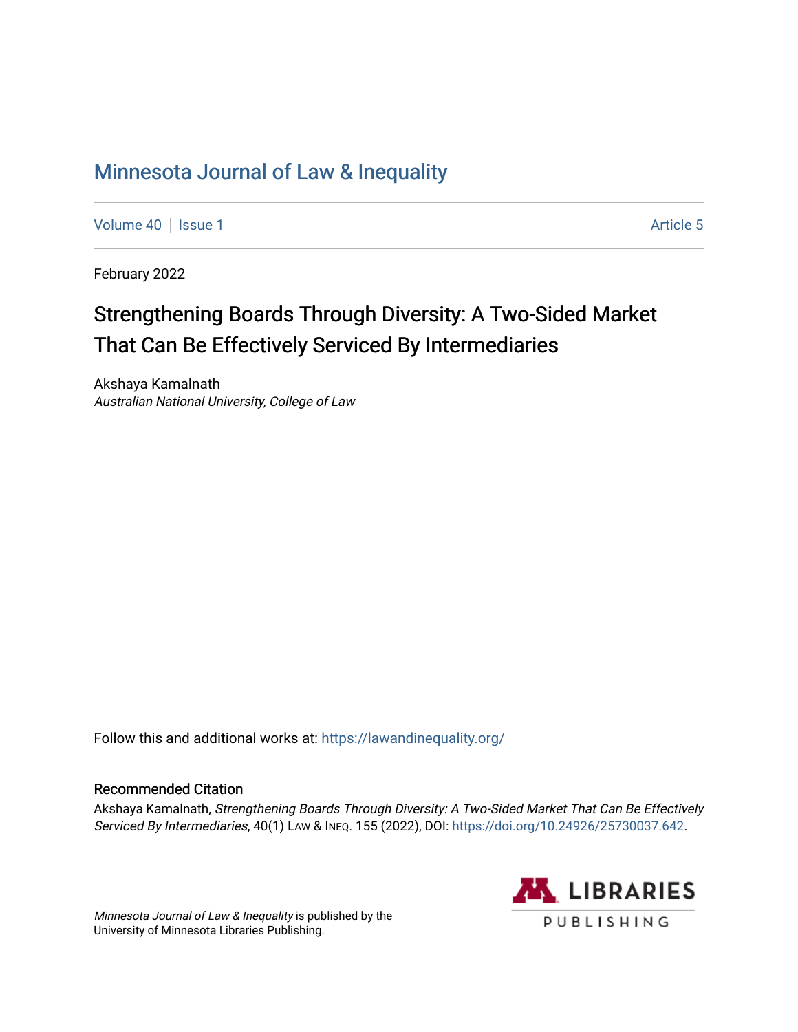# Minnesota Journal of Law & Inequality

Volume 40 | Issue 1 Article 5

February 2022

## Strengthening Boards Through Diversity: A Two-Sided Market That Can Be Effectively Serviced By Intermediaries

Akshaya Kamalnath
*Australian National University, College of Law*

Follow this and additional works at: https://lawandinequality.org/

### Recommended Citation

Akshaya Kamalnath, *Strengthening Boards Through Diversity: A Two-Sided Market That Can Be Effectively Serviced By Intermediaries*, 40(1) LAW & INEQ. 155 (2022), DOI: https://doi.org/10.24926/25730037.642.

*Minnesota Journal of Law & Inequality* is published by the University of Minnesota Libraries Publishing.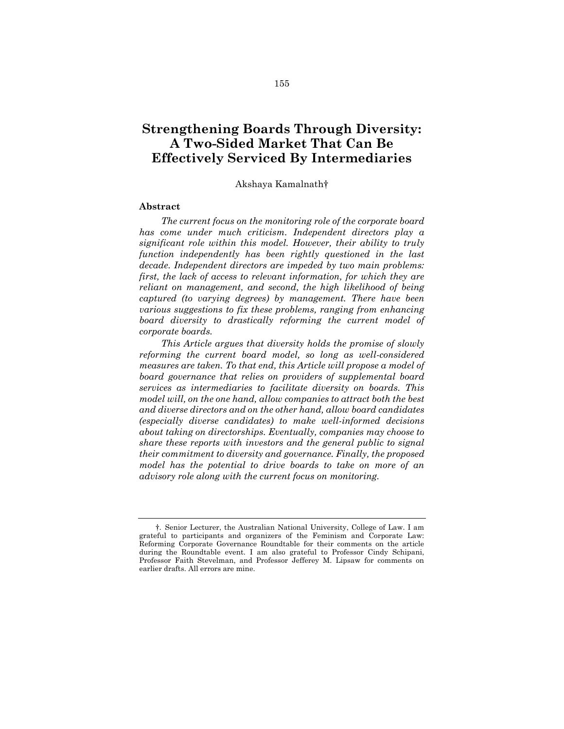# Strengthening Boards Through Diversity: A Two-Sided Market That Can Be Effectively Serviced By Intermediaries

Akshaya Kamalnath†

## Abstract

*The current focus on the monitoring role of the corporate board has come under much criticism. Independent directors play a significant role within this model. However, their ability to truly function independently has been rightly questioned in the last decade. Independent directors are impeded by two main problems: first, the lack of access to relevant information, for which they are reliant on management, and second, the high likelihood of being captured (to varying degrees) by management. There have been various suggestions to fix these problems, ranging from enhancing board diversity to drastically reforming the current model of corporate boards.*

*This Article argues that diversity holds the promise of slowly reforming the current board model, so long as well-considered measures are taken. To that end, this Article will propose a model of board governance that relies on providers of supplemental board services as intermediaries to facilitate diversity on boards. This model will, on the one hand, allow companies to attract both the best and diverse directors and on the other hand, allow board candidates (especially diverse candidates) to make well-informed decisions about taking on directorships. Eventually, companies may choose to share these reports with investors and the general public to signal their commitment to diversity and governance. Finally, the proposed model has the potential to drive boards to take on more of an advisory role along with the current focus on monitoring.*

---

†. Senior Lecturer, the Australian National University, College of Law. I am grateful to participants and organizers of the Feminism and Corporate Law: Reforming Corporate Governance Roundtable for their comments on the article during the Roundtable event. I am also grateful to Professor Cindy Schipani, Professor Faith Stevelman, and Professor Jefferey M. Lipsaw for comments on earlier drafts. All errors are mine.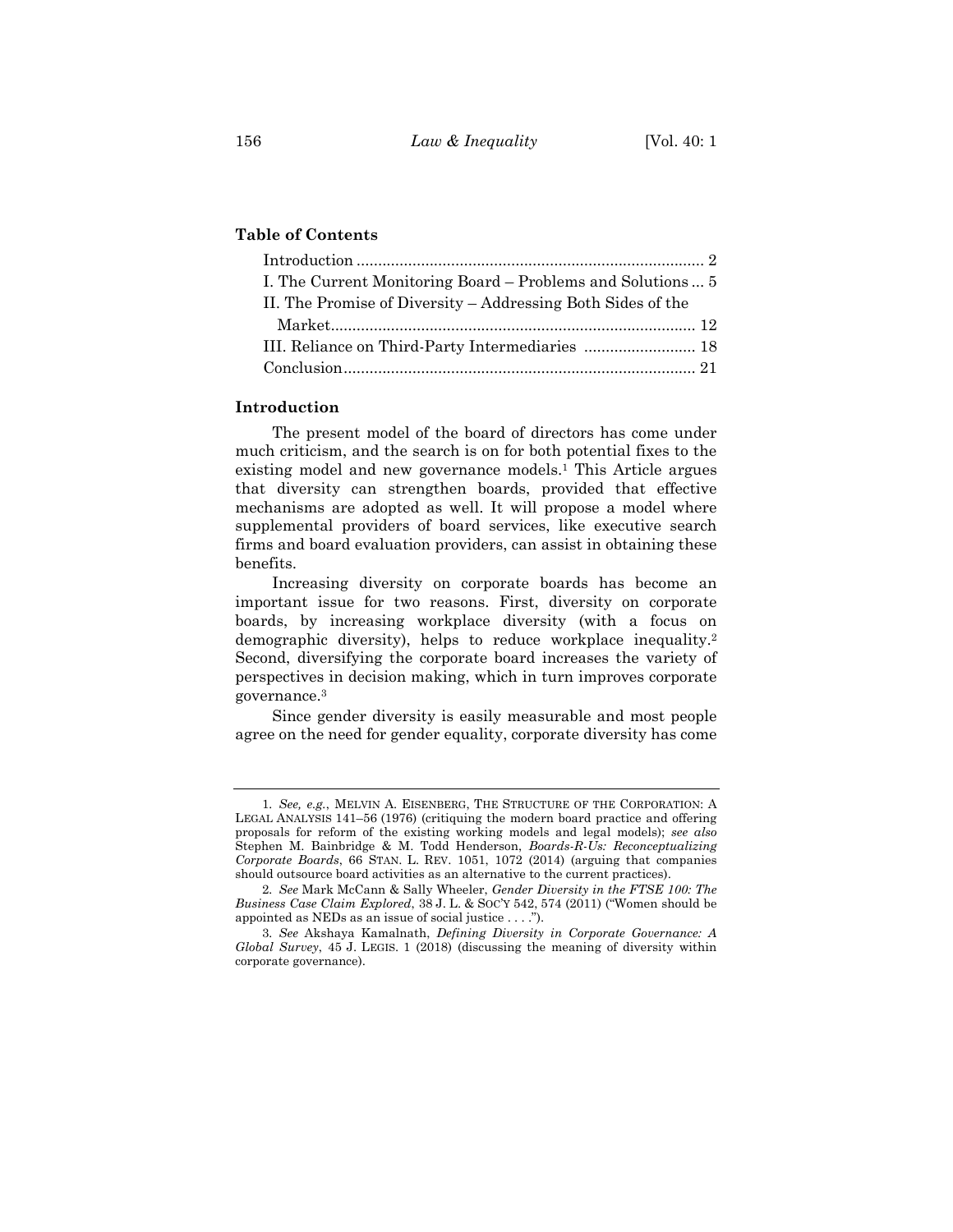**Table of Contents**

Introduction ................................................................................ 2
I. The Current Monitoring Board – Problems and Solutions ... 5
II. The Promise of Diversity – Addressing Both Sides of the Market..................................................................................... 12
III. Reliance on Third-Party Intermediaries .......................... 18
Conclusion.................................................................................. 21

## Introduction

The present model of the board of directors has come under much criticism, and the search is on for both potential fixes to the existing model and new governance models.[1] This Article argues that diversity can strengthen boards, provided that effective mechanisms are adopted as well. It will propose a model where supplemental providers of board services, like executive search firms and board evaluation providers, can assist in obtaining these benefits.

Increasing diversity on corporate boards has become an important issue for two reasons. First, diversity on corporate boards, by increasing workplace diversity (with a focus on demographic diversity), helps to reduce workplace inequality.[2] Second, diversifying the corporate board increases the variety of perspectives in decision making, which in turn improves corporate governance.[3]

Since gender diversity is easily measurable and most people agree on the need for gender equality, corporate diversity has come

---

1. *See, e.g.*, MELVIN A. EISENBERG, THE STRUCTURE OF THE CORPORATION: A LEGAL ANALYSIS 141–56 (1976) (critiquing the modern board practice and offering proposals for reform of the existing working models and legal models); *see also* Stephen M. Bainbridge & M. Todd Henderson, *Boards-R-Us: Reconceptualizing Corporate Boards*, 66 STAN. L. REV. 1051, 1072 (2014) (arguing that companies should outsource board activities as an alternative to the current practices).

2. *See* Mark McCann & Sally Wheeler, *Gender Diversity in the FTSE 100: The Business Case Claim Explored*, 38 J. L. & SOC'Y 542, 574 (2011) ("Women should be appointed as NEDs as an issue of social justice . . . .").

3. *See* Akshaya Kamalnath, *Defining Diversity in Corporate Governance: A Global Survey*, 45 J. LEGIS. 1 (2018) (discussing the meaning of diversity within corporate governance).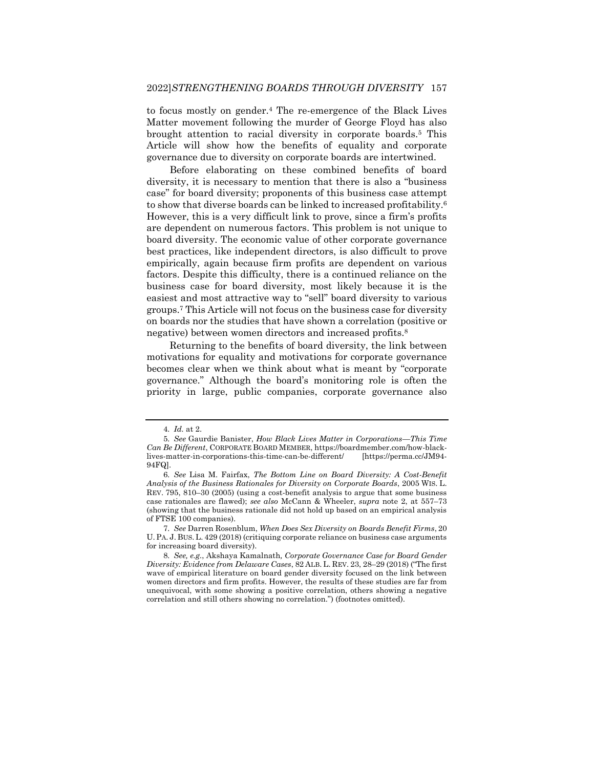to focus mostly on gender.[4] The re-emergence of the Black Lives Matter movement following the murder of George Floyd has also brought attention to racial diversity in corporate boards.[5] This Article will show how the benefits of equality and corporate governance due to diversity on corporate boards are intertwined.

Before elaborating on these combined benefits of board diversity, it is necessary to mention that there is also a "business case" for board diversity; proponents of this business case attempt to show that diverse boards can be linked to increased profitability.[6] However, this is a very difficult link to prove, since a firm's profits are dependent on numerous factors. This problem is not unique to board diversity. The economic value of other corporate governance best practices, like independent directors, is also difficult to prove empirically, again because firm profits are dependent on various factors. Despite this difficulty, there is a continued reliance on the business case for board diversity, most likely because it is the easiest and most attractive way to "sell" board diversity to various groups.[7] This Article will not focus on the business case for diversity on boards nor the studies that have shown a correlation (positive or negative) between women directors and increased profits.[8]

Returning to the benefits of board diversity, the link between motivations for equality and motivations for corporate governance becomes clear when we think about what is meant by "corporate governance." Although the board's monitoring role is often the priority in large, public companies, corporate governance also

---

4. *Id.* at 2.

5. *See* Gaurdie Banister, *How Black Lives Matter in Corporations—This Time Can Be Different*, CORPORATE BOARD MEMBER, https://boardmember.com/how-black-lives-matter-in-corporations-this-time-can-be-different/ [https://perma.cc/JM94-94FQ].

6. *See* Lisa M. Fairfax, *The Bottom Line on Board Diversity: A Cost-Benefit Analysis of the Business Rationales for Diversity on Corporate Boards*, 2005 WIS. L. REV. 795, 810–30 (2005) (using a cost-benefit analysis to argue that some business case rationales are flawed); *see also* McCann & Wheeler, *supra* note 2, at 557–73 (showing that the business rationale did not hold up based on an empirical analysis of FTSE 100 companies).

7. *See* Darren Rosenblum, *When Does Sex Diversity on Boards Benefit Firms*, 20 U. PA. J. BUS. L. 429 (2018) (critiquing corporate reliance on business case arguments for increasing board diversity).

8. *See, e.g.*, Akshaya Kamalnath*, Corporate Governance Case for Board Gender Diversity: Evidence from Delaware Cases*, 82 ALB. L. REV. 23, 28–29 (2018) ("The first wave of empirical literature on board gender diversity focused on the link between women directors and firm profits. However, the results of these studies are far from unequivocal, with some showing a positive correlation, others showing a negative correlation and still others showing no correlation.") (footnotes omitted).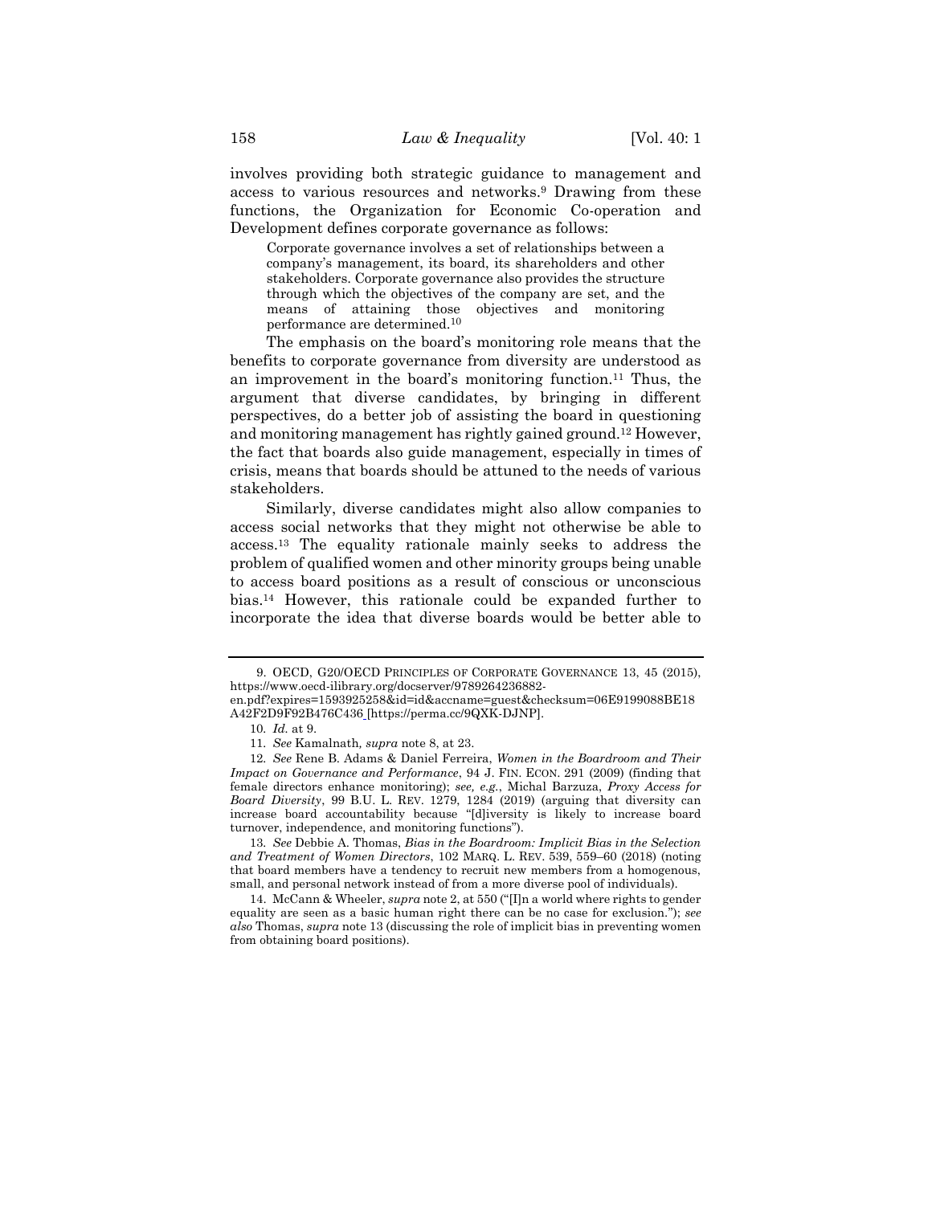involves providing both strategic guidance to management and access to various resources and networks.[9] Drawing from these functions, the Organization for Economic Co-operation and Development defines corporate governance as follows:

> Corporate governance involves a set of relationships between a company's management, its board, its shareholders and other stakeholders. Corporate governance also provides the structure through which the objectives of the company are set, and the means of attaining those objectives and monitoring performance are determined.[10]

The emphasis on the board's monitoring role means that the benefits to corporate governance from diversity are understood as an improvement in the board's monitoring function.[11] Thus, the argument that diverse candidates, by bringing in different perspectives, do a better job of assisting the board in questioning and monitoring management has rightly gained ground.[12] However, the fact that boards also guide management, especially in times of crisis, means that boards should be attuned to the needs of various stakeholders.

Similarly, diverse candidates might also allow companies to access social networks that they might not otherwise be able to access.[13] The equality rationale mainly seeks to address the problem of qualified women and other minority groups being unable to access board positions as a result of conscious or unconscious bias.[14] However, this rationale could be expanded further to incorporate the idea that diverse boards would be better able to

---

9. OECD, G20/OECD PRINCIPLES OF CORPORATE GOVERNANCE 13, 45 (2015), https://www.oecd-ilibrary.org/docserver/9789264236882-en.pdf?expires=1593925258&id=id&accname=guest&checksum=06E9199088BE18A42F2D9F92B476C436 [https://perma.cc/9QXK-DJNP].

10. *Id.* at 9.

11. *See* Kamalnath, *supra* note 8, at 23.

12. *See* Rene B. Adams & Daniel Ferreira, *Women in the Boardroom and Their Impact on Governance and Performance*, 94 J. FIN. ECON. 291 (2009) (finding that female directors enhance monitoring); *see, e.g.*, Michal Barzuza, *Proxy Access for Board Diversity*, 99 B.U. L. REV. 1279, 1284 (2019) (arguing that diversity can increase board accountability because "[d]iversity is likely to increase board turnover, independence, and monitoring functions").

13. *See* Debbie A. Thomas, *Bias in the Boardroom: Implicit Bias in the Selection and Treatment of Women Directors*, 102 MARQ. L. REV. 539, 559–60 (2018) (noting that board members have a tendency to recruit new members from a homogenous, small, and personal network instead of from a more diverse pool of individuals).

14. McCann & Wheeler, *supra* note 2, at 550 ("[I]n a world where rights to gender equality are seen as a basic human right there can be no case for exclusion."); *see also* Thomas, *supra* note 13 (discussing the role of implicit bias in preventing women from obtaining board positions).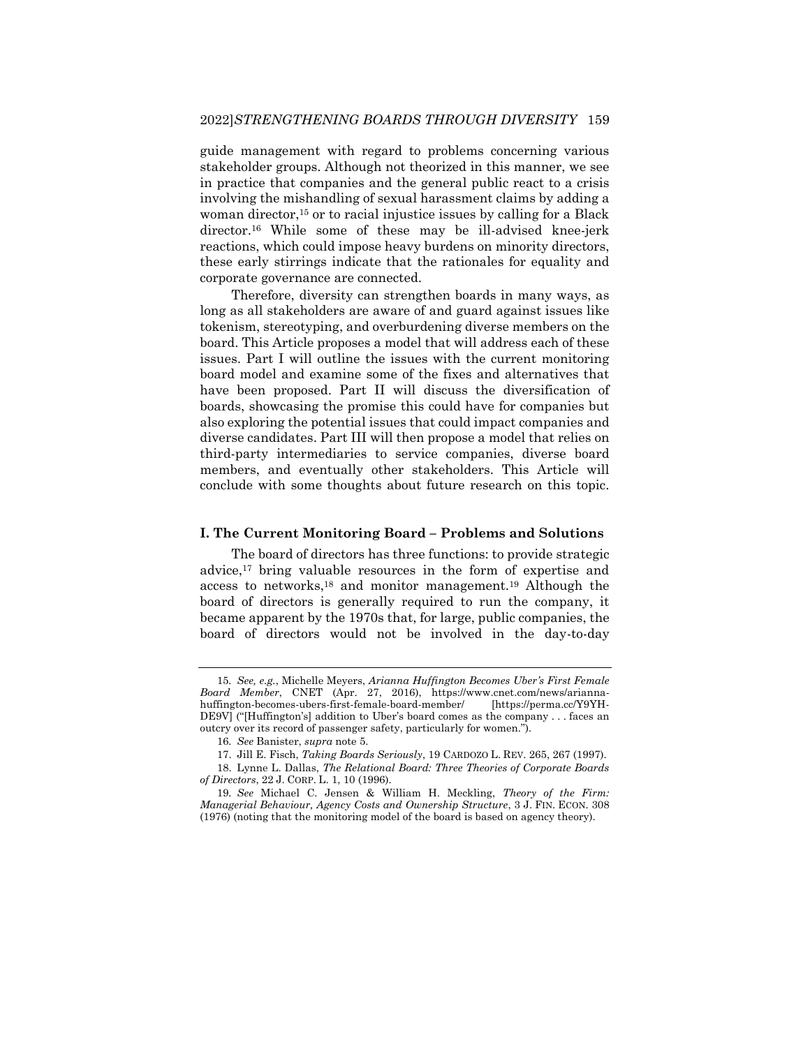guide management with regard to problems concerning various stakeholder groups. Although not theorized in this manner, we see in practice that companies and the general public react to a crisis involving the mishandling of sexual harassment claims by adding a woman director,[15] or to racial injustice issues by calling for a Black director.[16] While some of these may be ill-advised knee-jerk reactions, which could impose heavy burdens on minority directors, these early stirrings indicate that the rationales for equality and corporate governance are connected.

Therefore, diversity can strengthen boards in many ways, as long as all stakeholders are aware of and guard against issues like tokenism, stereotyping, and overburdening diverse members on the board. This Article proposes a model that will address each of these issues. Part I will outline the issues with the current monitoring board model and examine some of the fixes and alternatives that have been proposed. Part II will discuss the diversification of boards, showcasing the promise this could have for companies but also exploring the potential issues that could impact companies and diverse candidates. Part III will then propose a model that relies on third-party intermediaries to service companies, diverse board members, and eventually other stakeholders. This Article will conclude with some thoughts about future research on this topic.

## I. The Current Monitoring Board – Problems and Solutions

The board of directors has three functions: to provide strategic advice,[17] bring valuable resources in the form of expertise and access to networks,[18] and monitor management.[19] Although the board of directors is generally required to run the company, it became apparent by the 1970s that, for large, public companies, the board of directors would not be involved in the day-to-day

---

15. *See, e.g.*, Michelle Meyers, *Arianna Huffington Becomes Uber's First Female Board Member*, CNET (Apr. 27, 2016), https://www.cnet.com/news/arianna-huffington-becomes-ubers-first-female-board-member/ [https://perma.cc/Y9YH-DE9V] ("[Huffington's] addition to Uber's board comes as the company . . . faces an outcry over its record of passenger safety, particularly for women.").

16. *See* Banister, *supra* note 5.

17. Jill E. Fisch, *Taking Boards Seriously*, 19 CARDOZO L. REV. 265, 267 (1997).

18. Lynne L. Dallas, *The Relational Board: Three Theories of Corporate Boards of Directors*, 22 J. CORP. L. 1, 10 (1996).

19. *See* Michael C. Jensen & William H. Meckling, *Theory of the Firm: Managerial Behaviour, Agency Costs and Ownership Structure*, 3 J. FIN. ECON. 308 (1976) (noting that the monitoring model of the board is based on agency theory).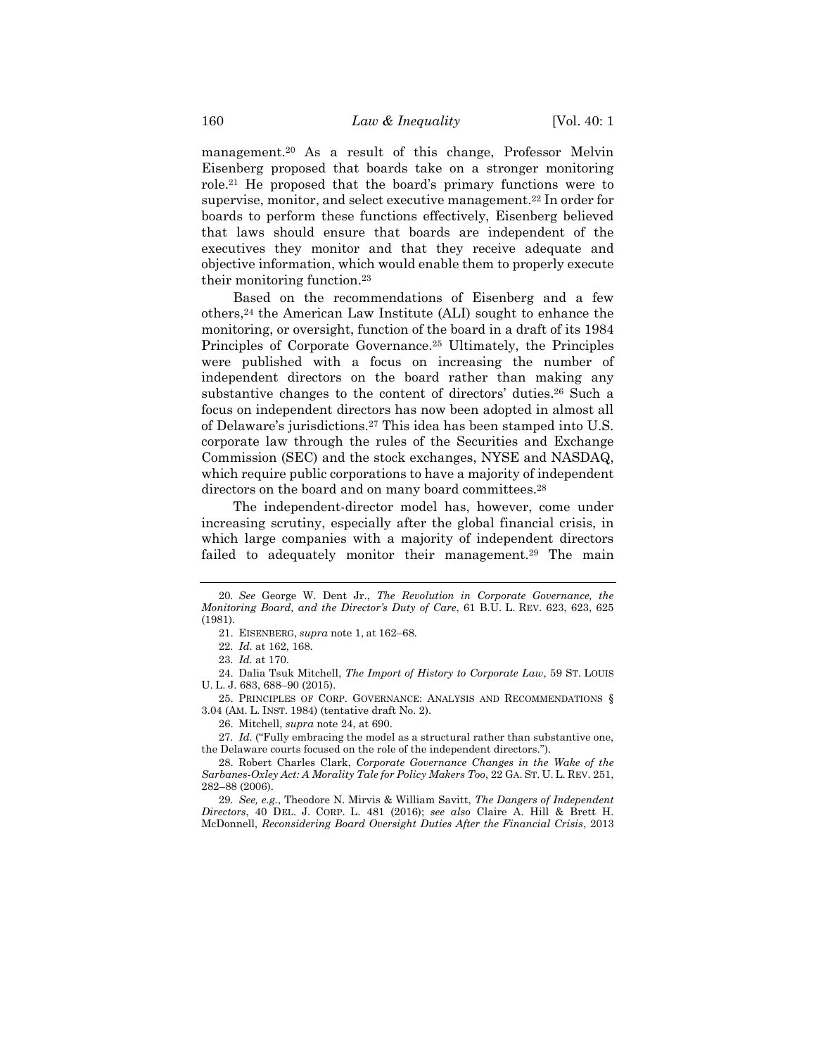management.[20] As a result of this change, Professor Melvin Eisenberg proposed that boards take on a stronger monitoring role.[21] He proposed that the board's primary functions were to supervise, monitor, and select executive management.[22] In order for boards to perform these functions effectively, Eisenberg believed that laws should ensure that boards are independent of the executives they monitor and that they receive adequate and objective information, which would enable them to properly execute their monitoring function.[23]

Based on the recommendations of Eisenberg and a few others,[24] the American Law Institute (ALI) sought to enhance the monitoring, or oversight, function of the board in a draft of its 1984 Principles of Corporate Governance.[25] Ultimately, the Principles were published with a focus on increasing the number of independent directors on the board rather than making any substantive changes to the content of directors' duties.[26] Such a focus on independent directors has now been adopted in almost all of Delaware's jurisdictions.[27] This idea has been stamped into U.S. corporate law through the rules of the Securities and Exchange Commission (SEC) and the stock exchanges, NYSE and NASDAQ, which require public corporations to have a majority of independent directors on the board and on many board committees.[28]

The independent-director model has, however, come under increasing scrutiny, especially after the global financial crisis, in which large companies with a majority of independent directors failed to adequately monitor their management.[29] The main

---

20. *See* George W. Dent Jr., *The Revolution in Corporate Governance, the Monitoring Board, and the Director's Duty of Care*, 61 B.U. L. REV. 623, 623, 625 (1981).

21. EISENBERG, *supra* note 1, at 162–68.

22. *Id.* at 162, 168.

23. *Id.* at 170.

24. Dalia Tsuk Mitchell, *The Import of History to Corporate Law*, 59 ST. LOUIS U. L. J. 683, 688–90 (2015).

25. PRINCIPLES OF CORP. GOVERNANCE: ANALYSIS AND RECOMMENDATIONS § 3.04 (AM. L. INST. 1984) (tentative draft No. 2).

26. Mitchell, *supra* note 24, at 690.

27. *Id.* ("Fully embracing the model as a structural rather than substantive one, the Delaware courts focused on the role of the independent directors.").

28. Robert Charles Clark, *Corporate Governance Changes in the Wake of the Sarbanes-Oxley Act: A Morality Tale for Policy Makers Too*, 22 GA. ST. U. L. REV. 251, 282–88 (2006).

29. *See, e.g.*, Theodore N. Mirvis & William Savitt, *The Dangers of Independent Directors*, 40 DEL. J. CORP. L. 481 (2016); *see also* Claire A. Hill & Brett H. McDonnell, *Reconsidering Board Oversight Duties After the Financial Crisis*, 2013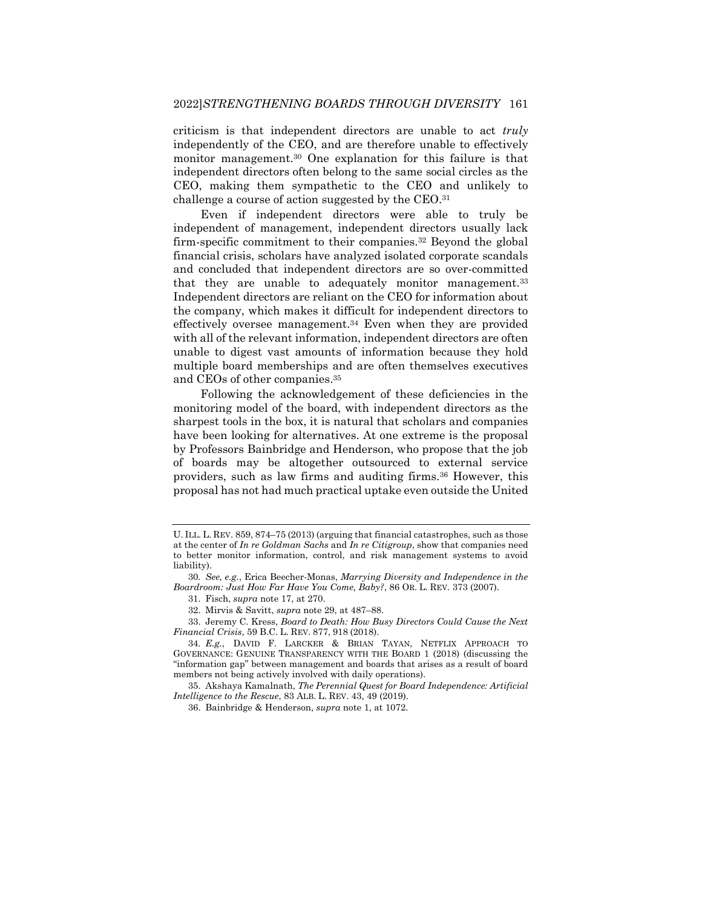criticism is that independent directors are unable to act *truly* independently of the CEO, and are therefore unable to effectively monitor management.[30] One explanation for this failure is that independent directors often belong to the same social circles as the CEO, making them sympathetic to the CEO and unlikely to challenge a course of action suggested by the CEO.[31]

Even if independent directors were able to truly be independent of management, independent directors usually lack firm-specific commitment to their companies.[32] Beyond the global financial crisis, scholars have analyzed isolated corporate scandals and concluded that independent directors are so over-committed that they are unable to adequately monitor management.[33] Independent directors are reliant on the CEO for information about the company, which makes it difficult for independent directors to effectively oversee management.[34] Even when they are provided with all of the relevant information, independent directors are often unable to digest vast amounts of information because they hold multiple board memberships and are often themselves executives and CEOs of other companies.[35]

Following the acknowledgement of these deficiencies in the monitoring model of the board, with independent directors as the sharpest tools in the box, it is natural that scholars and companies have been looking for alternatives. At one extreme is the proposal by Professors Bainbridge and Henderson, who propose that the job of boards may be altogether outsourced to external service providers, such as law firms and auditing firms.[36] However, this proposal has not had much practical uptake even outside the United

---

U. ILL. L. REV. 859, 874–75 (2013) (arguing that financial catastrophes, such as those at the center of *In re Goldman Sachs* and *In re Citigroup*, show that companies need to better monitor information, control, and risk management systems to avoid liability).

30. *See, e.g.*, Erica Beecher-Monas, *Marrying Diversity and Independence in the Boardroom: Just How Far Have You Come, Baby?*, 86 OR. L. REV. 373 (2007).

31. Fisch, *supra* note 17, at 270.

32. Mirvis & Savitt, *supra* note 29, at 487–88.

33. Jeremy C. Kress, *Board to Death: How Busy Directors Could Cause the Next Financial Crisis*, 59 B.C. L. REV. 877, 918 (2018).

34. *E.g.*, DAVID F. LARCKER & BRIAN TAYAN, NETFLIX APPROACH TO GOVERNANCE: GENUINE TRANSPARENCY WITH THE BOARD 1 (2018) (discussing the "information gap" between management and boards that arises as a result of board members not being actively involved with daily operations).

35. Akshaya Kamalnath, *The Perennial Quest for Board Independence: Artificial Intelligence to the Rescue*, 83 ALB. L. REV. 43, 49 (2019).

36. Bainbridge & Henderson, *supra* note 1, at 1072.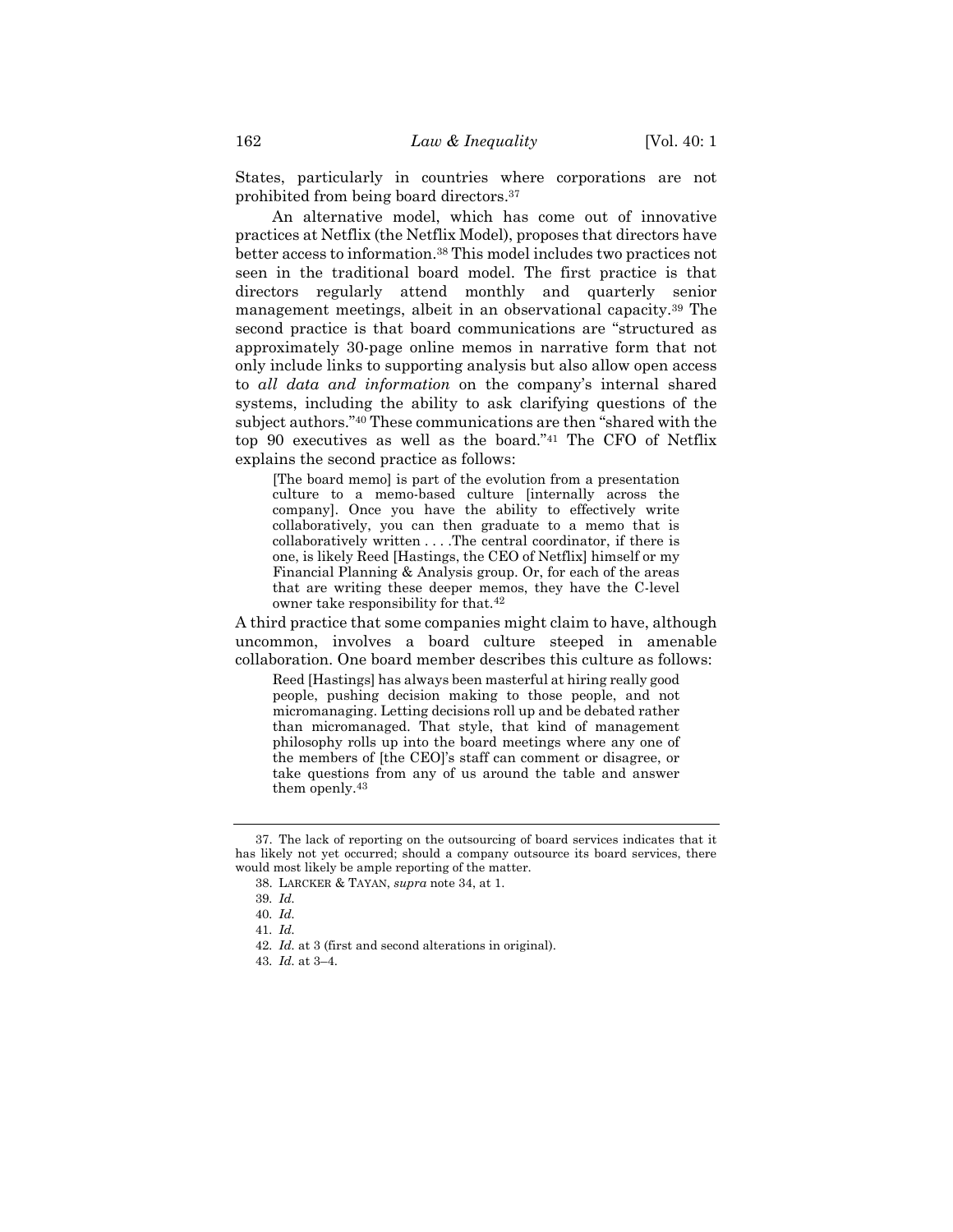States, particularly in countries where corporations are not prohibited from being board directors.[37]

An alternative model, which has come out of innovative practices at Netflix (the Netflix Model), proposes that directors have better access to information.[38] This model includes two practices not seen in the traditional board model. The first practice is that directors regularly attend monthly and quarterly senior management meetings, albeit in an observational capacity.[39] The second practice is that board communications are "structured as approximately 30-page online memos in narrative form that not only include links to supporting analysis but also allow open access to *all data and information* on the company's internal shared systems, including the ability to ask clarifying questions of the subject authors."[40] These communications are then "shared with the top 90 executives as well as the board."[41] The CFO of Netflix explains the second practice as follows:

> [The board memo] is part of the evolution from a presentation culture to a memo-based culture [internally across the company]. Once you have the ability to effectively write collaboratively, you can then graduate to a memo that is collaboratively written . . . .The central coordinator, if there is one, is likely Reed [Hastings, the CEO of Netflix] himself or my Financial Planning & Analysis group. Or, for each of the areas that are writing these deeper memos, they have the C-level owner take responsibility for that.[42]

A third practice that some companies might claim to have, although uncommon, involves a board culture steeped in amenable collaboration. One board member describes this culture as follows:

> Reed [Hastings] has always been masterful at hiring really good people, pushing decision making to those people, and not micromanaging. Letting decisions roll up and be debated rather than micromanaged. That style, that kind of management philosophy rolls up into the board meetings where any one of the members of [the CEO]'s staff can comment or disagree, or take questions from any of us around the table and answer them openly.[43]

---

37. The lack of reporting on the outsourcing of board services indicates that it has likely not yet occurred; should a company outsource its board services, there would most likely be ample reporting of the matter.

38. LARCKER & TAYAN, *supra* note 34, at 1.

39. *Id.*

40. *Id.*

41. *Id.*

42. *Id.* at 3 (first and second alterations in original).

43. *Id.* at 3–4.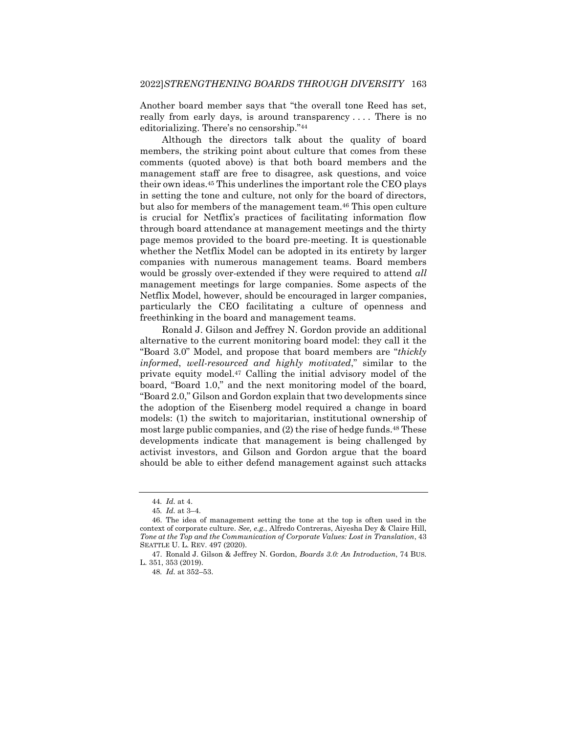Another board member says that "the overall tone Reed has set, really from early days, is around transparency . . . . There is no editorializing. There's no censorship."[44]

Although the directors talk about the quality of board members, the striking point about culture that comes from these comments (quoted above) is that both board members and the management staff are free to disagree, ask questions, and voice their own ideas.[45] This underlines the important role the CEO plays in setting the tone and culture, not only for the board of directors, but also for members of the management team.[46] This open culture is crucial for Netflix's practices of facilitating information flow through board attendance at management meetings and the thirty page memos provided to the board pre-meeting. It is questionable whether the Netflix Model can be adopted in its entirety by larger companies with numerous management teams. Board members would be grossly over-extended if they were required to attend *all* management meetings for large companies. Some aspects of the Netflix Model, however, should be encouraged in larger companies, particularly the CEO facilitating a culture of openness and freethinking in the board and management teams.

Ronald J. Gilson and Jeffrey N. Gordon provide an additional alternative to the current monitoring board model: they call it the "Board 3.0" Model, and propose that board members are "*thickly informed*, *well-resourced and highly motivated*," similar to the private equity model.[47] Calling the initial advisory model of the board, "Board 1.0," and the next monitoring model of the board, "Board 2.0," Gilson and Gordon explain that two developments since the adoption of the Eisenberg model required a change in board models: (1) the switch to majoritarian, institutional ownership of most large public companies, and (2) the rise of hedge funds.[48] These developments indicate that management is being challenged by activist investors, and Gilson and Gordon argue that the board should be able to either defend management against such attacks

---

44. *Id.* at 4.

45. *Id.* at 3–4.

46. The idea of management setting the tone at the top is often used in the context of corporate culture. *See, e.g.*, Alfredo Contreras, Aiyesha Dey & Claire Hill, *Tone at the Top and the Communication of Corporate Values: Lost in Translation*, 43 SEATTLE U. L. REV. 497 (2020).

47. Ronald J. Gilson & Jeffrey N. Gordon, *Boards 3.0: An Introduction*, 74 BUS. L. 351, 353 (2019).

48. *Id.* at 352–53.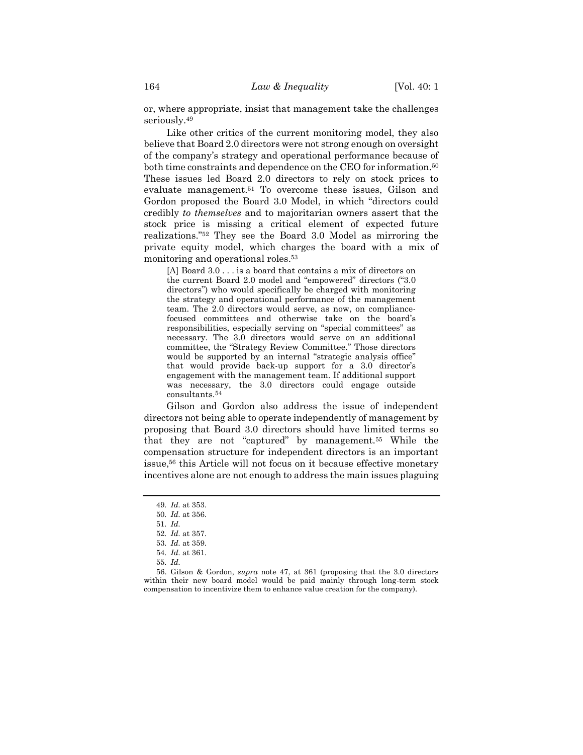or, where appropriate, insist that management take the challenges seriously.[49]

Like other critics of the current monitoring model, they also believe that Board 2.0 directors were not strong enough on oversight of the company's strategy and operational performance because of both time constraints and dependence on the CEO for information.[50] These issues led Board 2.0 directors to rely on stock prices to evaluate management.[51] To overcome these issues, Gilson and Gordon proposed the Board 3.0 Model, in which "directors could credibly *to themselves* and to majoritarian owners assert that the stock price is missing a critical element of expected future realizations."[52] They see the Board 3.0 Model as mirroring the private equity model, which charges the board with a mix of monitoring and operational roles.[53]

> [A] Board 3.0 . . . is a board that contains a mix of directors on the current Board 2.0 model and "empowered" directors ("3.0 directors") who would specifically be charged with monitoring the strategy and operational performance of the management team. The 2.0 directors would serve, as now, on compliance-focused committees and otherwise take on the board's responsibilities, especially serving on "special committees" as necessary. The 3.0 directors would serve on an additional committee, the "Strategy Review Committee." Those directors would be supported by an internal "strategic analysis office" that would provide back-up support for a 3.0 director's engagement with the management team. If additional support was necessary, the 3.0 directors could engage outside consultants.[54]

Gilson and Gordon also address the issue of independent directors not being able to operate independently of management by proposing that Board 3.0 directors should have limited terms so that they are not "captured" by management.[55] While the compensation structure for independent directors is an important issue,[56] this Article will not focus on it because effective monetary incentives alone are not enough to address the main issues plaguing

---

49. *Id.* at 353.

50. *Id.* at 356.

51. *Id.*

52. *Id.* at 357.

53. *Id.* at 359.

54. *Id.* at 361.

55. *Id.*

56. Gilson & Gordon, *supra* note 47, at 361 (proposing that the 3.0 directors within their new board model would be paid mainly through long-term stock compensation to incentivize them to enhance value creation for the company).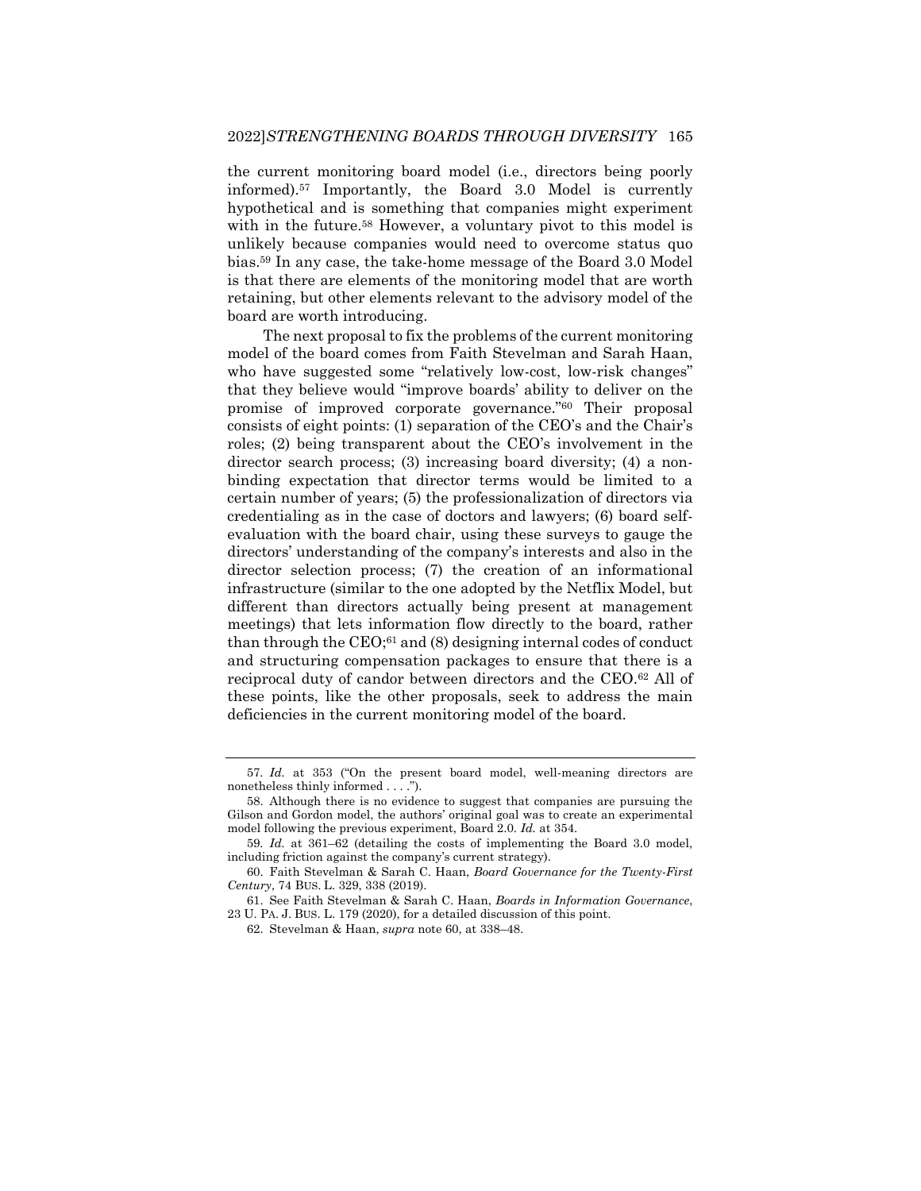the current monitoring board model (i.e., directors being poorly informed).[57] Importantly, the Board 3.0 Model is currently hypothetical and is something that companies might experiment with in the future.[58] However, a voluntary pivot to this model is unlikely because companies would need to overcome status quo bias.[59] In any case, the take-home message of the Board 3.0 Model is that there are elements of the monitoring model that are worth retaining, but other elements relevant to the advisory model of the board are worth introducing.

The next proposal to fix the problems of the current monitoring model of the board comes from Faith Stevelman and Sarah Haan, who have suggested some "relatively low-cost, low-risk changes" that they believe would "improve boards' ability to deliver on the promise of improved corporate governance."[60] Their proposal consists of eight points: (1) separation of the CEO's and the Chair's roles; (2) being transparent about the CEO's involvement in the director search process; (3) increasing board diversity; (4) a non-binding expectation that director terms would be limited to a certain number of years; (5) the professionalization of directors via credentialing as in the case of doctors and lawyers; (6) board self-evaluation with the board chair, using these surveys to gauge the directors' understanding of the company's interests and also in the director selection process; (7) the creation of an informational infrastructure (similar to the one adopted by the Netflix Model, but different than directors actually being present at management meetings) that lets information flow directly to the board, rather than through the CEO;[61] and (8) designing internal codes of conduct and structuring compensation packages to ensure that there is a reciprocal duty of candor between directors and the CEO.[62] All of these points, like the other proposals, seek to address the main deficiencies in the current monitoring model of the board.

---

57. *Id.* at 353 ("On the present board model, well-meaning directors are nonetheless thinly informed . . . .").

58. Although there is no evidence to suggest that companies are pursuing the Gilson and Gordon model, the authors' original goal was to create an experimental model following the previous experiment, Board 2.0. *Id.* at 354.

59. *Id.* at 361–62 (detailing the costs of implementing the Board 3.0 model, including friction against the company's current strategy).

60. Faith Stevelman & Sarah C. Haan, *Board Governance for the Twenty-First Century*, 74 BUS. L. 329, 338 (2019).

61. See Faith Stevelman & Sarah C. Haan, *Boards in Information Governance*, 23 U. PA. J. BUS. L. 179 (2020), for a detailed discussion of this point.

62. Stevelman & Haan, *supra* note 60, at 338–48.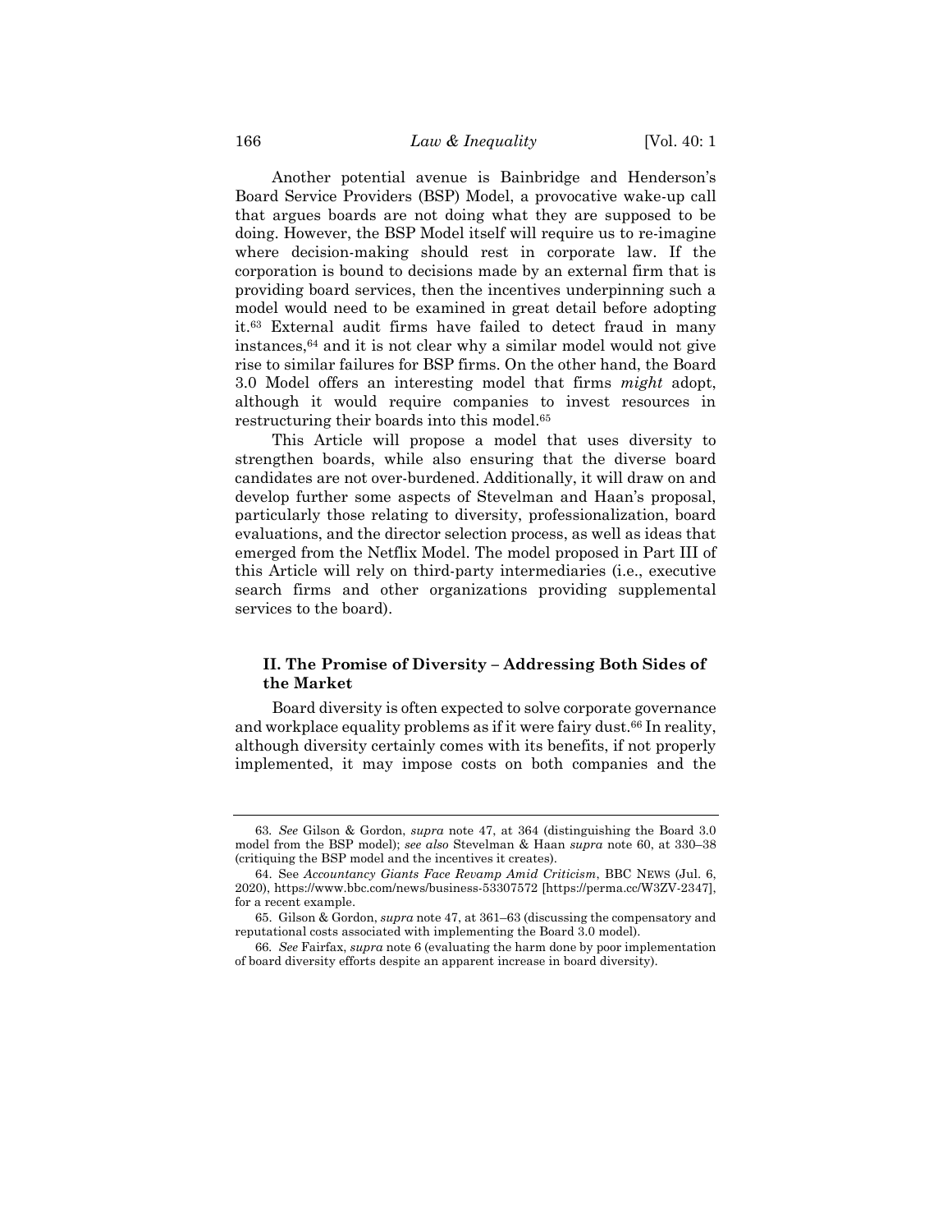Another potential avenue is Bainbridge and Henderson's Board Service Providers (BSP) Model, a provocative wake-up call that argues boards are not doing what they are supposed to be doing. However, the BSP Model itself will require us to re-imagine where decision-making should rest in corporate law. If the corporation is bound to decisions made by an external firm that is providing board services, then the incentives underpinning such a model would need to be examined in great detail before adopting it.[63] External audit firms have failed to detect fraud in many instances,[64] and it is not clear why a similar model would not give rise to similar failures for BSP firms. On the other hand, the Board 3.0 Model offers an interesting model that firms *might* adopt, although it would require companies to invest resources in restructuring their boards into this model.[65]

This Article will propose a model that uses diversity to strengthen boards, while also ensuring that the diverse board candidates are not over-burdened. Additionally, it will draw on and develop further some aspects of Stevelman and Haan's proposal, particularly those relating to diversity, professionalization, board evaluations, and the director selection process, as well as ideas that emerged from the Netflix Model. The model proposed in Part III of this Article will rely on third-party intermediaries (i.e., executive search firms and other organizations providing supplemental services to the board).

## II. The Promise of Diversity – Addressing Both Sides of the Market

Board diversity is often expected to solve corporate governance and workplace equality problems as if it were fairy dust.[66] In reality, although diversity certainly comes with its benefits, if not properly implemented, it may impose costs on both companies and the

---

63. *See* Gilson & Gordon, *supra* note 47, at 364 (distinguishing the Board 3.0 model from the BSP model); *see also* Stevelman & Haan *supra* note 60, at 330–38 (critiquing the BSP model and the incentives it creates).

64. See *Accountancy Giants Face Revamp Amid Criticism*, BBC NEWS (Jul. 6, 2020), https://www.bbc.com/news/business-53307572 [https://perma.cc/W3ZV-2347], for a recent example.

65. Gilson & Gordon, *supra* note 47, at 361–63 (discussing the compensatory and reputational costs associated with implementing the Board 3.0 model).

66. *See* Fairfax, *supra* note 6 (evaluating the harm done by poor implementation of board diversity efforts despite an apparent increase in board diversity).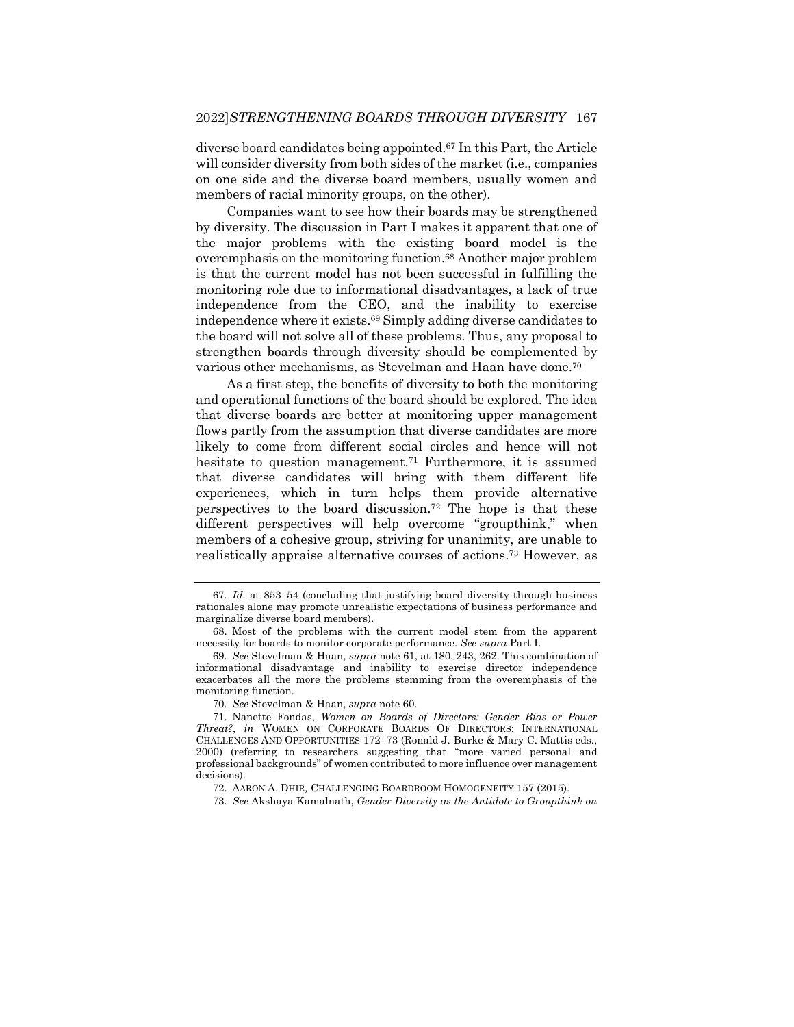diverse board candidates being appointed.[67] In this Part, the Article will consider diversity from both sides of the market (i.e., companies on one side and the diverse board members, usually women and members of racial minority groups, on the other).

Companies want to see how their boards may be strengthened by diversity. The discussion in Part I makes it apparent that one of the major problems with the existing board model is the overemphasis on the monitoring function.[68] Another major problem is that the current model has not been successful in fulfilling the monitoring role due to informational disadvantages, a lack of true independence from the CEO, and the inability to exercise independence where it exists.[69] Simply adding diverse candidates to the board will not solve all of these problems. Thus, any proposal to strengthen boards through diversity should be complemented by various other mechanisms, as Stevelman and Haan have done.[70]

As a first step, the benefits of diversity to both the monitoring and operational functions of the board should be explored. The idea that diverse boards are better at monitoring upper management flows partly from the assumption that diverse candidates are more likely to come from different social circles and hence will not hesitate to question management.[71] Furthermore, it is assumed that diverse candidates will bring with them different life experiences, which in turn helps them provide alternative perspectives to the board discussion.[72] The hope is that these different perspectives will help overcome "groupthink," when members of a cohesive group, striving for unanimity, are unable to realistically appraise alternative courses of actions.[73] However, as

---

67. *Id.* at 853–54 (concluding that justifying board diversity through business rationales alone may promote unrealistic expectations of business performance and marginalize diverse board members).

68. Most of the problems with the current model stem from the apparent necessity for boards to monitor corporate performance. *See supra* Part I.

69. *See* Stevelman & Haan, *supra* note 61, at 180, 243, 262. This combination of informational disadvantage and inability to exercise director independence exacerbates all the more the problems stemming from the overemphasis of the monitoring function.

70. *See* Stevelman & Haan, *supra* note 60.

71. Nanette Fondas, *Women on Boards of Directors: Gender Bias or Power Threat?*, *in* WOMEN ON CORPORATE BOARDS OF DIRECTORS: INTERNATIONAL CHALLENGES AND OPPORTUNITIES 172–73 (Ronald J. Burke & Mary C. Mattis eds., 2000) (referring to researchers suggesting that "more varied personal and professional backgrounds" of women contributed to more influence over management decisions).

72. AARON A. DHIR, CHALLENGING BOARDROOM HOMOGENEITY 157 (2015).

73. *See* Akshaya Kamalnath, *Gender Diversity as the Antidote to Groupthink on*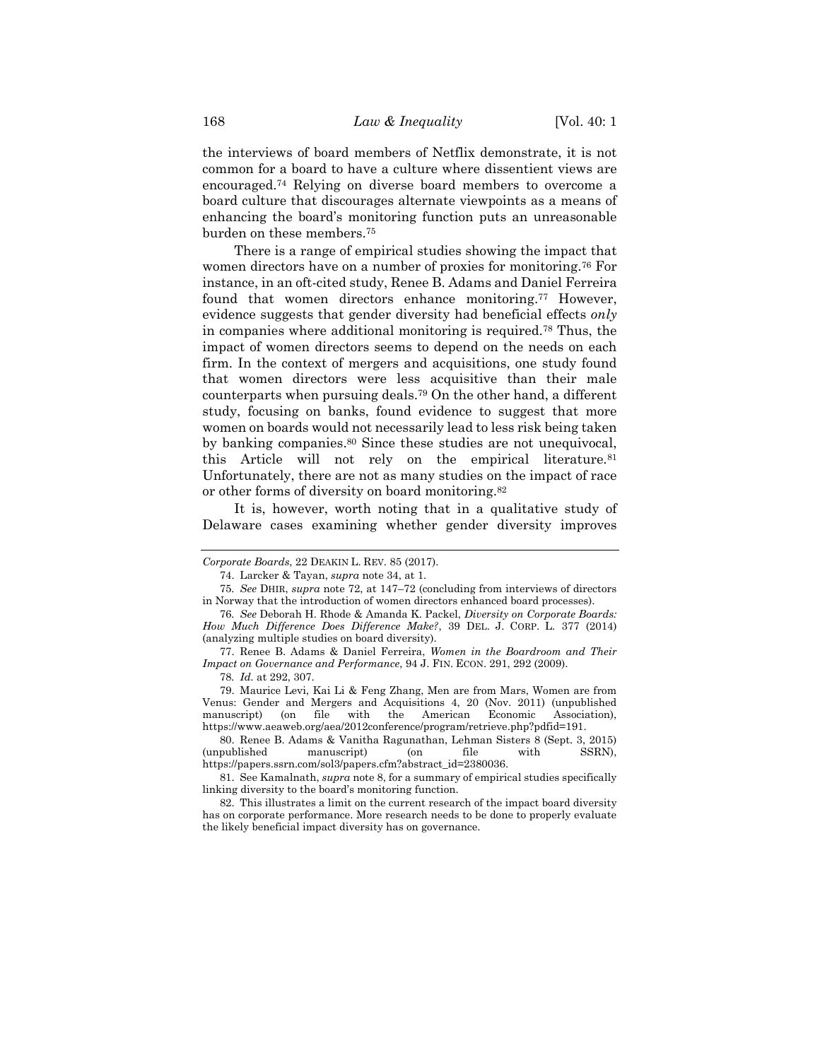the interviews of board members of Netflix demonstrate, it is not common for a board to have a culture where dissentient views are encouraged.[74] Relying on diverse board members to overcome a board culture that discourages alternate viewpoints as a means of enhancing the board's monitoring function puts an unreasonable burden on these members.[75]

There is a range of empirical studies showing the impact that women directors have on a number of proxies for monitoring.[76] For instance, in an oft-cited study, Renee B. Adams and Daniel Ferreira found that women directors enhance monitoring.[77] However, evidence suggests that gender diversity had beneficial effects *only* in companies where additional monitoring is required.[78] Thus, the impact of women directors seems to depend on the needs on each firm. In the context of mergers and acquisitions, one study found that women directors were less acquisitive than their male counterparts when pursuing deals.[79] On the other hand, a different study, focusing on banks, found evidence to suggest that more women on boards would not necessarily lead to less risk being taken by banking companies.[80] Since these studies are not unequivocal, this Article will not rely on the empirical literature.[81] Unfortunately, there are not as many studies on the impact of race or other forms of diversity on board monitoring.[82]

It is, however, worth noting that in a qualitative study of Delaware cases examining whether gender diversity improves

---

*Corporate Boards*, 22 DEAKIN L. REV. 85 (2017).

74. Larcker & Tayan, *supra* note 34, at 1.

75. *See* DHIR, *supra* note 72, at 147–72 (concluding from interviews of directors in Norway that the introduction of women directors enhanced board processes).

76. *See* Deborah H. Rhode & Amanda K. Packel, *Diversity on Corporate Boards: How Much Difference Does Difference Make?*, 39 DEL. J. CORP. L. 377 (2014) (analyzing multiple studies on board diversity).

77. Renee B. Adams & Daniel Ferreira, *Women in the Boardroom and Their Impact on Governance and Performance*, 94 J. FIN. ECON. 291, 292 (2009).

78. *Id.* at 292, 307.

79. Maurice Levi, Kai Li & Feng Zhang, Men are from Mars, Women are from Venus: Gender and Mergers and Acquisitions 4, 20 (Nov. 2011) (unpublished manuscript) (on file with the American Economic Association), https://www.aeaweb.org/aea/2012conference/program/retrieve.php?pdfid=191.

80. Renee B. Adams & Vanitha Ragunathan, Lehman Sisters 8 (Sept. 3, 2015) (unpublished manuscript) (on file with SSRN), https://papers.ssrn.com/sol3/papers.cfm?abstract_id=2380036.

81. See Kamalnath, *supra* note 8, for a summary of empirical studies specifically linking diversity to the board's monitoring function.

82. This illustrates a limit on the current research of the impact board diversity has on corporate performance. More research needs to be done to properly evaluate the likely beneficial impact diversity has on governance.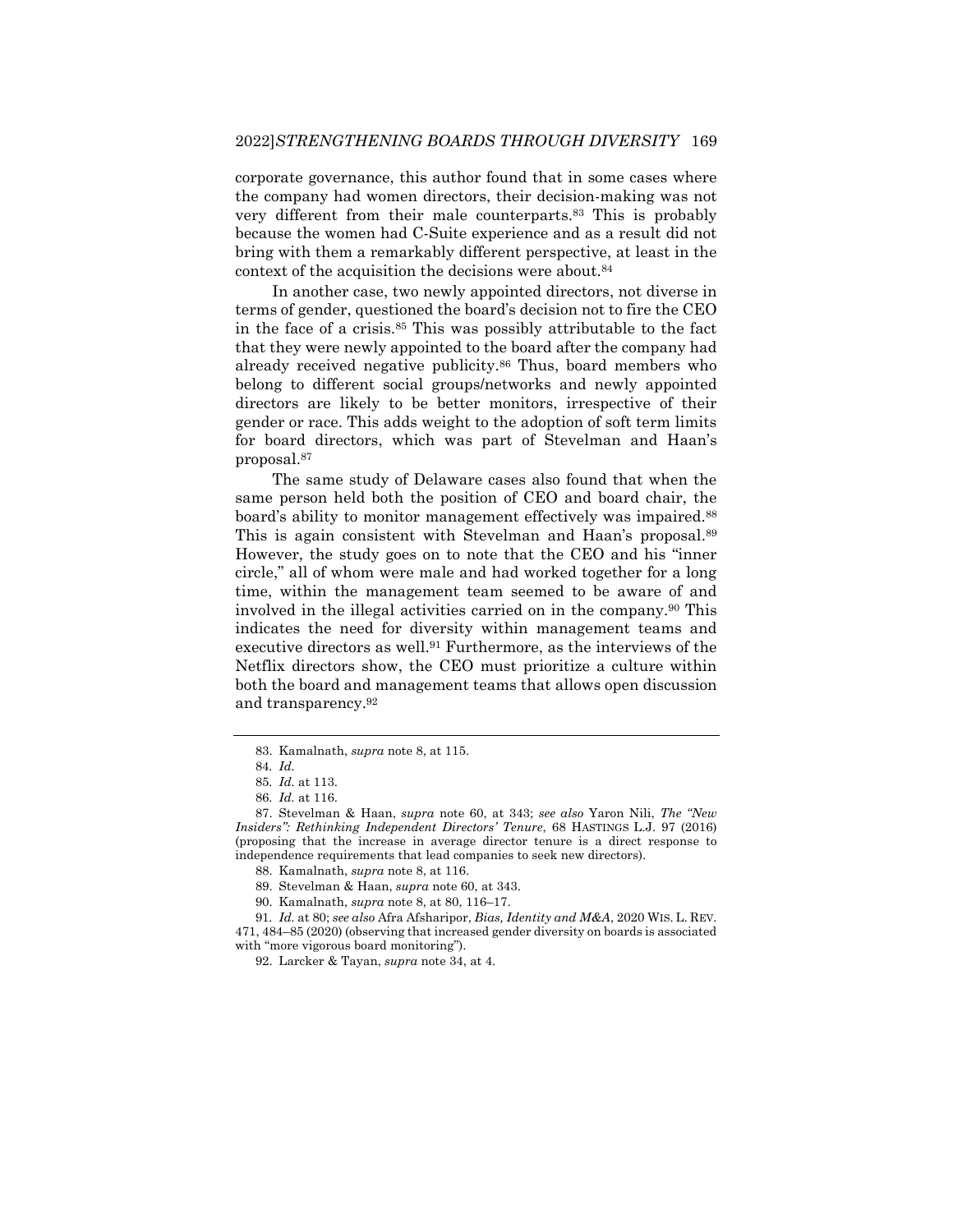corporate governance, this author found that in some cases where the company had women directors, their decision-making was not very different from their male counterparts.[83] This is probably because the women had C-Suite experience and as a result did not bring with them a remarkably different perspective, at least in the context of the acquisition the decisions were about.[84]

In another case, two newly appointed directors, not diverse in terms of gender, questioned the board's decision not to fire the CEO in the face of a crisis.[85] This was possibly attributable to the fact that they were newly appointed to the board after the company had already received negative publicity.[86] Thus, board members who belong to different social groups/networks and newly appointed directors are likely to be better monitors, irrespective of their gender or race. This adds weight to the adoption of soft term limits for board directors, which was part of Stevelman and Haan's proposal.[87]

The same study of Delaware cases also found that when the same person held both the position of CEO and board chair, the board's ability to monitor management effectively was impaired.[88] This is again consistent with Stevelman and Haan's proposal.[89] However, the study goes on to note that the CEO and his "inner circle," all of whom were male and had worked together for a long time, within the management team seemed to be aware of and involved in the illegal activities carried on in the company.[90] This indicates the need for diversity within management teams and executive directors as well.[91] Furthermore, as the interviews of the Netflix directors show, the CEO must prioritize a culture within both the board and management teams that allows open discussion and transparency.[92]

---

83. Kamalnath, *supra* note 8, at 115.

84. *Id.*

85. *Id.* at 113.

86. *Id.* at 116.

87. Stevelman & Haan, *supra* note 60, at 343; *see also* Yaron Nili, *The "New Insiders": Rethinking Independent Directors' Tenure*, 68 HASTINGS L.J. 97 (2016) (proposing that the increase in average director tenure is a direct response to independence requirements that lead companies to seek new directors).

88. Kamalnath, *supra* note 8, at 116.

89. Stevelman & Haan, *supra* note 60, at 343.

90. Kamalnath, *supra* note 8, at 80, 116–17.

91. *Id.* at 80; *see also* Afra Afsharipor, *Bias, Identity and M&A*, 2020 WIS. L. REV. 471, 484–85 (2020) (observing that increased gender diversity on boards is associated with "more vigorous board monitoring").

92. Larcker & Tayan, *supra* note 34, at 4.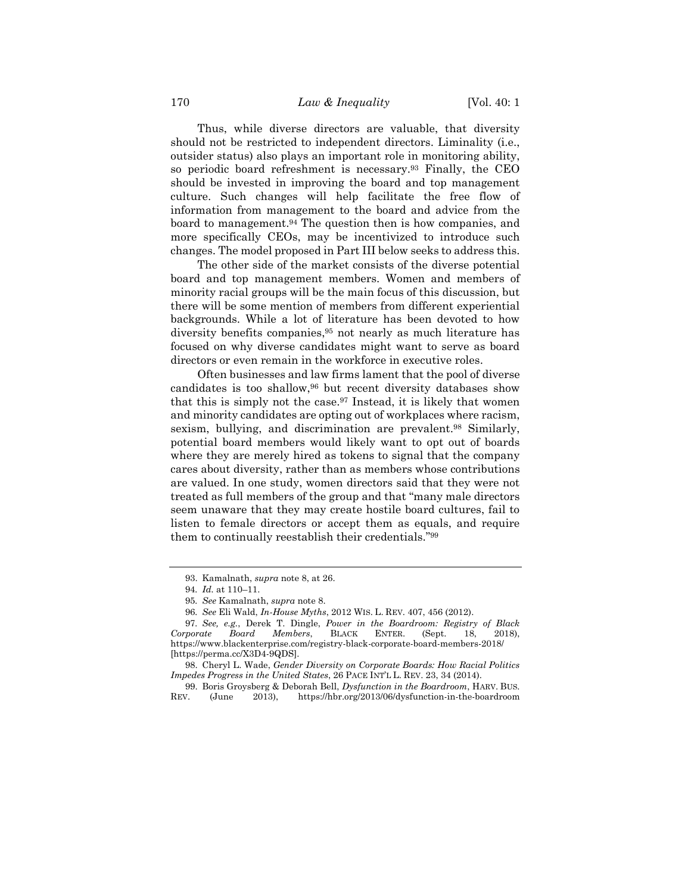Thus, while diverse directors are valuable, that diversity should not be restricted to independent directors. Liminality (i.e., outsider status) also plays an important role in monitoring ability, so periodic board refreshment is necessary.[93] Finally, the CEO should be invested in improving the board and top management culture. Such changes will help facilitate the free flow of information from management to the board and advice from the board to management.[94] The question then is how companies, and more specifically CEOs, may be incentivized to introduce such changes. The model proposed in Part III below seeks to address this.

The other side of the market consists of the diverse potential board and top management members. Women and members of minority racial groups will be the main focus of this discussion, but there will be some mention of members from different experiential backgrounds. While a lot of literature has been devoted to how diversity benefits companies,[95] not nearly as much literature has focused on why diverse candidates might want to serve as board directors or even remain in the workforce in executive roles.

Often businesses and law firms lament that the pool of diverse candidates is too shallow,[96] but recent diversity databases show that this is simply not the case.[97] Instead, it is likely that women and minority candidates are opting out of workplaces where racism, sexism, bullying, and discrimination are prevalent.[98] Similarly, potential board members would likely want to opt out of boards where they are merely hired as tokens to signal that the company cares about diversity, rather than as members whose contributions are valued. In one study, women directors said that they were not treated as full members of the group and that "many male directors seem unaware that they may create hostile board cultures, fail to listen to female directors or accept them as equals, and require them to continually reestablish their credentials."[99]

---

93. Kamalnath, *supra* note 8, at 26.

94. *Id.* at 110–11.

95. *See* Kamalnath, *supra* note 8.

96. *See* Eli Wald, *In-House Myths*, 2012 WIS. L. REV. 407, 456 (2012).

97. *See, e.g.*, Derek T. Dingle, *Power in the Boardroom: Registry of Black Corporate Board Members*, BLACK ENTER. (Sept. 18, 2018), https://www.blackenterprise.com/registry-black-corporate-board-members-2018/ [https://perma.cc/X3D4-9QDS].

98. Cheryl L. Wade, *Gender Diversity on Corporate Boards: How Racial Politics Impedes Progress in the United States*, 26 PACE INT'L L. REV. 23, 34 (2014).

99. Boris Groysberg & Deborah Bell, *Dysfunction in the Boardroom*, HARV. BUS. REV. (June 2013), https://hbr.org/2013/06/dysfunction-in-the-boardroom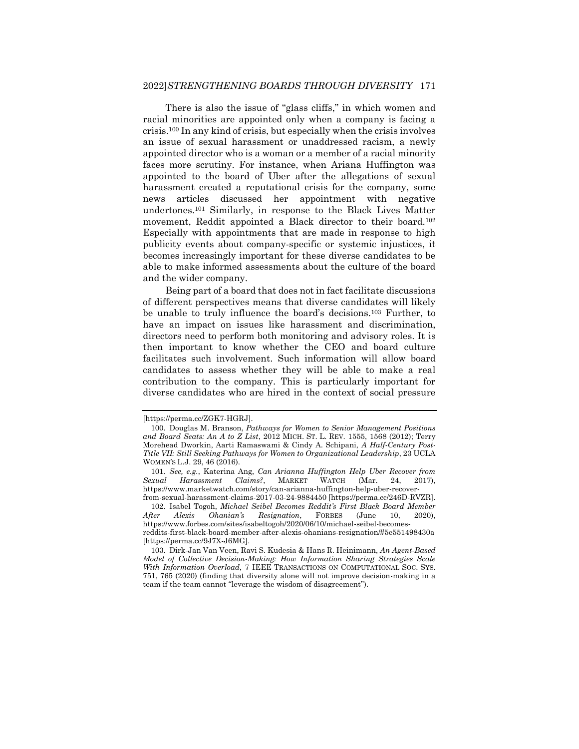There is also the issue of "glass cliffs," in which women and racial minorities are appointed only when a company is facing a crisis.[100] In any kind of crisis, but especially when the crisis involves an issue of sexual harassment or unaddressed racism, a newly appointed director who is a woman or a member of a racial minority faces more scrutiny. For instance, when Ariana Huffington was appointed to the board of Uber after the allegations of sexual harassment created a reputational crisis for the company, some news articles discussed her appointment with negative undertones.[101] Similarly, in response to the Black Lives Matter movement, Reddit appointed a Black director to their board.[102] Especially with appointments that are made in response to high publicity events about company-specific or systemic injustices, it becomes increasingly important for these diverse candidates to be able to make informed assessments about the culture of the board and the wider company.

Being part of a board that does not in fact facilitate discussions of different perspectives means that diverse candidates will likely be unable to truly influence the board's decisions.[103] Further, to have an impact on issues like harassment and discrimination, directors need to perform both monitoring and advisory roles. It is then important to know whether the CEO and board culture facilitates such involvement. Such information will allow board candidates to assess whether they will be able to make a real contribution to the company. This is particularly important for diverse candidates who are hired in the context of social pressure

---

[https://perma.cc/ZGK7-HGRJ].

100. Douglas M. Branson, *Pathways for Women to Senior Management Positions and Board Seats: An A to Z List*, 2012 MICH. ST. L. REV. 1555, 1568 (2012); Terry Morehead Dworkin, Aarti Ramaswami & Cindy A. Schipani, *A Half-Century Post-Title VII: Still Seeking Pathways for Women to Organizational Leadership*, 23 UCLA WOMEN'S L.J. 29, 46 (2016).

101. *See, e.g.*, Katerina Ang, *Can Arianna Huffington Help Uber Recover from Sexual Harassment Claims?*, MARKET WATCH (Mar. 24, 2017), https://www.marketwatch.com/story/can-arianna-huffington-help-uber-recover-from-sexual-harassment-claims-2017-03-24-9884450 [https://perma.cc/246D-RVZR].

102. Isabel Togoh, *Michael Seibel Becomes Reddit's First Black Board Member After Alexis Ohanian's Resignation*, FORBES (June 10, 2020), https://www.forbes.com/sites/isabeltogoh/2020/06/10/michael-seibel-becomes-reddits-first-black-board-member-after-alexis-ohanians-resignation/#5e551498430a [https://perma.cc/9J7X-J6MG].

103. Dirk-Jan Van Veen, Ravi S. Kudesia & Hans R. Heinimann, *An Agent-Based Model of Collective Decision-Making: How Information Sharing Strategies Scale With Information Overload*, 7 IEEE TRANSACTIONS ON COMPUTATIONAL SOC. SYS. 751, 765 (2020) (finding that diversity alone will not improve decision-making in a team if the team cannot "leverage the wisdom of disagreement").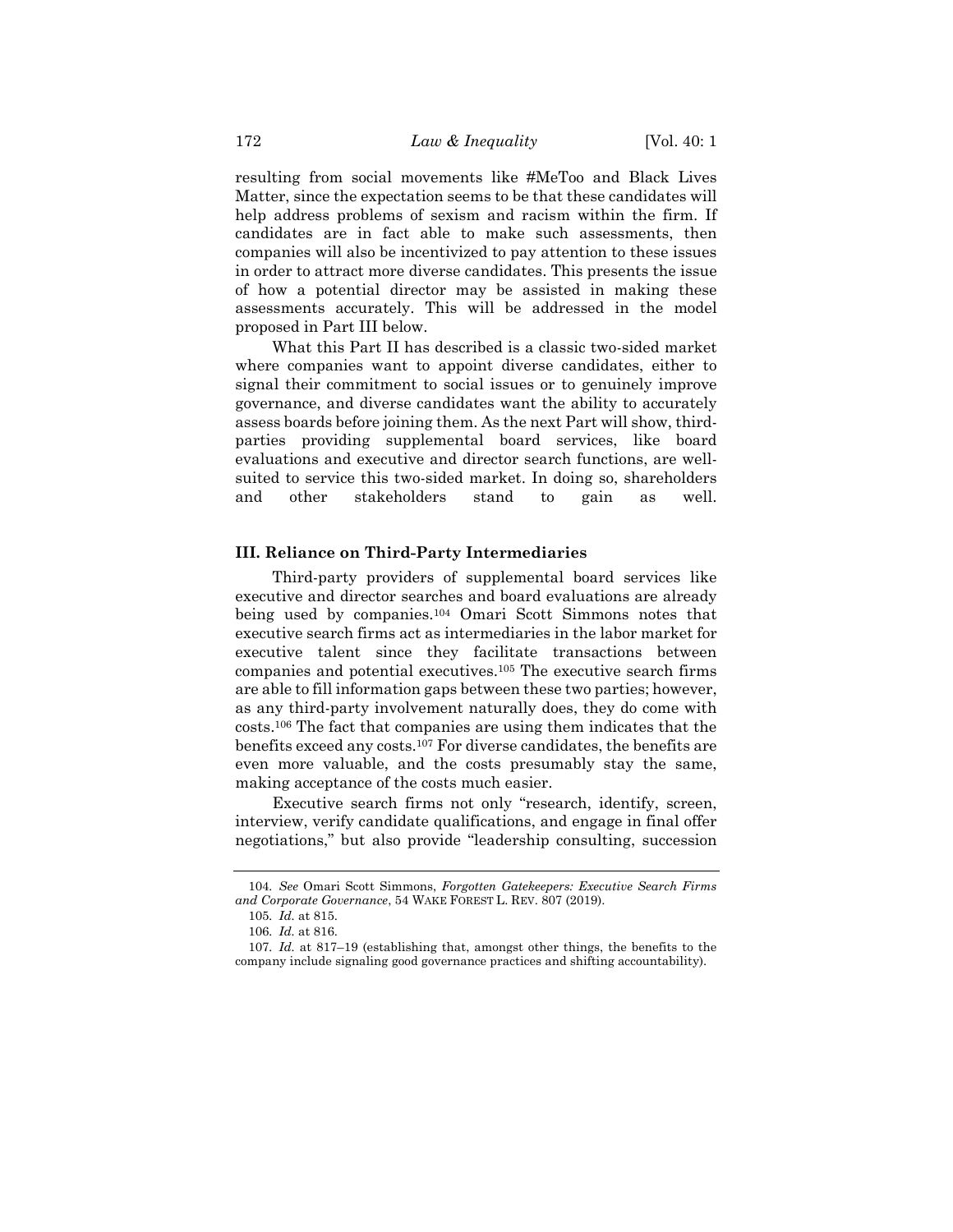resulting from social movements like #MeToo and Black Lives Matter, since the expectation seems to be that these candidates will help address problems of sexism and racism within the firm. If candidates are in fact able to make such assessments, then companies will also be incentivized to pay attention to these issues in order to attract more diverse candidates. This presents the issue of how a potential director may be assisted in making these assessments accurately. This will be addressed in the model proposed in Part III below.

What this Part II has described is a classic two-sided market where companies want to appoint diverse candidates, either to signal their commitment to social issues or to genuinely improve governance, and diverse candidates want the ability to accurately assess boards before joining them. As the next Part will show, third-parties providing supplemental board services, like board evaluations and executive and director search functions, are well-suited to service this two-sided market. In doing so, shareholders and other stakeholders stand to gain as well.

## III. Reliance on Third-Party Intermediaries

Third-party providers of supplemental board services like executive and director searches and board evaluations are already being used by companies.[104] Omari Scott Simmons notes that executive search firms act as intermediaries in the labor market for executive talent since they facilitate transactions between companies and potential executives.[105] The executive search firms are able to fill information gaps between these two parties; however, as any third-party involvement naturally does, they do come with costs.[106] The fact that companies are using them indicates that the benefits exceed any costs.[107] For diverse candidates, the benefits are even more valuable, and the costs presumably stay the same, making acceptance of the costs much easier.

Executive search firms not only "research, identify, screen, interview, verify candidate qualifications, and engage in final offer negotiations," but also provide "leadership consulting, succession

---

104. *See* Omari Scott Simmons, *Forgotten Gatekeepers: Executive Search Firms and Corporate Governance*, 54 WAKE FOREST L. REV. 807 (2019).

105. *Id.* at 815.

106. *Id.* at 816.

107. *Id.* at 817–19 (establishing that, amongst other things, the benefits to the company include signaling good governance practices and shifting accountability).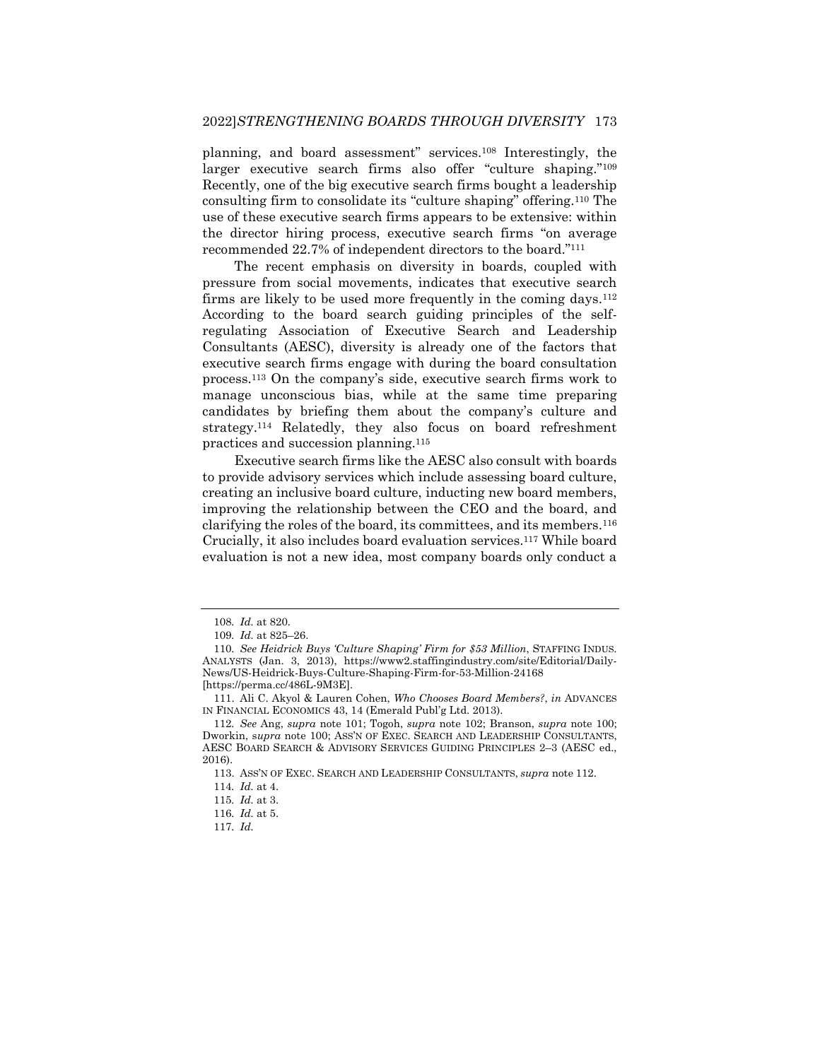planning, and board assessment" services.[108] Interestingly, the larger executive search firms also offer "culture shaping."[109] Recently, one of the big executive search firms bought a leadership consulting firm to consolidate its "culture shaping" offering.[110] The use of these executive search firms appears to be extensive: within the director hiring process, executive search firms "on average recommended 22.7% of independent directors to the board."[111]

The recent emphasis on diversity in boards, coupled with pressure from social movements, indicates that executive search firms are likely to be used more frequently in the coming days.[112] According to the board search guiding principles of the self-regulating Association of Executive Search and Leadership Consultants (AESC), diversity is already one of the factors that executive search firms engage with during the board consultation process.[113] On the company's side, executive search firms work to manage unconscious bias, while at the same time preparing candidates by briefing them about the company's culture and strategy.[114] Relatedly, they also focus on board refreshment practices and succession planning.[115]

Executive search firms like the AESC also consult with boards to provide advisory services which include assessing board culture, creating an inclusive board culture, inducting new board members, improving the relationship between the CEO and the board, and clarifying the roles of the board, its committees, and its members.[116] Crucially, it also includes board evaluation services.[117] While board evaluation is not a new idea, most company boards only conduct a

---

108. *Id.* at 820.

109. *Id.* at 825–26.

110. *See Heidrick Buys 'Culture Shaping' Firm for $53 Million*, STAFFING INDUS. ANALYSTS (Jan. 3, 2013), https://www2.staffingindustry.com/site/Editorial/Daily-News/US-Heidrick-Buys-Culture-Shaping-Firm-for-53-Million-24168 [https://perma.cc/486L-9M3E].

111. Ali C. Akyol & Lauren Cohen, *Who Chooses Board Members?*, *in* ADVANCES IN FINANCIAL ECONOMICS 43, 14 (Emerald Publ'g Ltd. 2013).

112. *See* Ang, *supra* note 101; Togoh, *supra* note 102; Branson, *supra* note 100; Dworkin, *supra* note 100; ASS'N OF EXEC. SEARCH AND LEADERSHIP CONSULTANTS, AESC BOARD SEARCH & ADVISORY SERVICES GUIDING PRINCIPLES 2–3 (AESC ed., 2016).

113. ASS'N OF EXEC. SEARCH AND LEADERSHIP CONSULTANTS, *supra* note 112.

114. *Id.* at 4.

115. *Id.* at 3.

116. *Id.* at 5.

117. *Id.*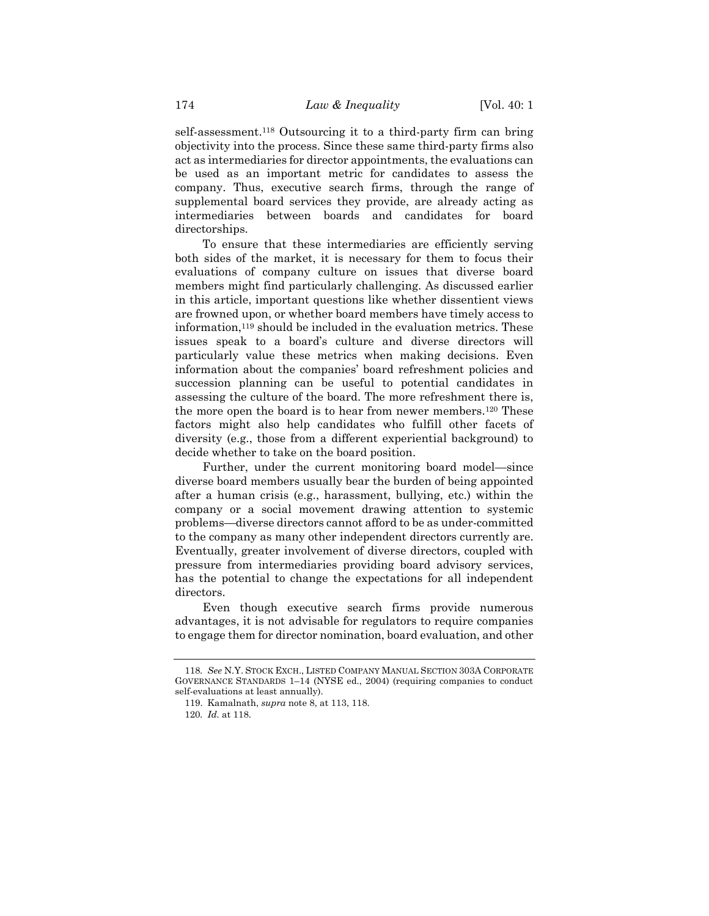self-assessment.[118] Outsourcing it to a third-party firm can bring objectivity into the process. Since these same third-party firms also act as intermediaries for director appointments, the evaluations can be used as an important metric for candidates to assess the company. Thus, executive search firms, through the range of supplemental board services they provide, are already acting as intermediaries between boards and candidates for board directorships.

To ensure that these intermediaries are efficiently serving both sides of the market, it is necessary for them to focus their evaluations of company culture on issues that diverse board members might find particularly challenging. As discussed earlier in this article, important questions like whether dissentient views are frowned upon, or whether board members have timely access to information,[119] should be included in the evaluation metrics. These issues speak to a board's culture and diverse directors will particularly value these metrics when making decisions. Even information about the companies' board refreshment policies and succession planning can be useful to potential candidates in assessing the culture of the board. The more refreshment there is, the more open the board is to hear from newer members.[120] These factors might also help candidates who fulfill other facets of diversity (e.g., those from a different experiential background) to decide whether to take on the board position.

Further, under the current monitoring board model—since diverse board members usually bear the burden of being appointed after a human crisis (e.g., harassment, bullying, etc.) within the company or a social movement drawing attention to systemic problems—diverse directors cannot afford to be as under-committed to the company as many other independent directors currently are. Eventually, greater involvement of diverse directors, coupled with pressure from intermediaries providing board advisory services, has the potential to change the expectations for all independent directors.

Even though executive search firms provide numerous advantages, it is not advisable for regulators to require companies to engage them for director nomination, board evaluation, and other

---

118. *See* N.Y. STOCK EXCH., LISTED COMPANY MANUAL SECTION 303A CORPORATE GOVERNANCE STANDARDS 1–14 (NYSE ed., 2004) (requiring companies to conduct self-evaluations at least annually).

119. Kamalnath, *supra* note 8, at 113, 118.

120. *Id.* at 118.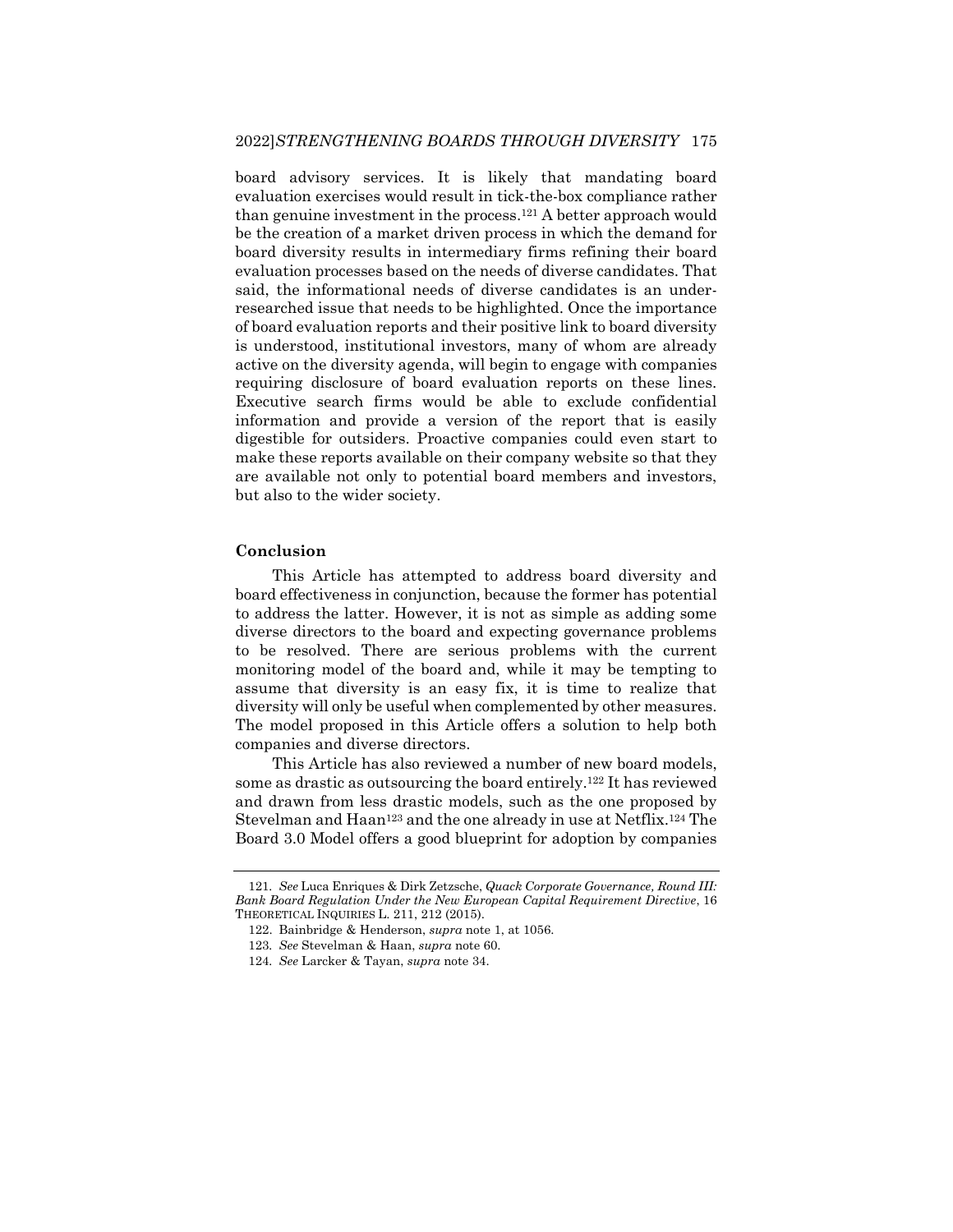board advisory services. It is likely that mandating board evaluation exercises would result in tick-the-box compliance rather than genuine investment in the process.[121] A better approach would be the creation of a market driven process in which the demand for board diversity results in intermediary firms refining their board evaluation processes based on the needs of diverse candidates. That said, the informational needs of diverse candidates is an under-researched issue that needs to be highlighted. Once the importance of board evaluation reports and their positive link to board diversity is understood, institutional investors, many of whom are already active on the diversity agenda, will begin to engage with companies requiring disclosure of board evaluation reports on these lines. Executive search firms would be able to exclude confidential information and provide a version of the report that is easily digestible for outsiders. Proactive companies could even start to make these reports available on their company website so that they are available not only to potential board members and investors, but also to the wider society.

## Conclusion

This Article has attempted to address board diversity and board effectiveness in conjunction, because the former has potential to address the latter. However, it is not as simple as adding some diverse directors to the board and expecting governance problems to be resolved. There are serious problems with the current monitoring model of the board and, while it may be tempting to assume that diversity is an easy fix, it is time to realize that diversity will only be useful when complemented by other measures. The model proposed in this Article offers a solution to help both companies and diverse directors.

This Article has also reviewed a number of new board models, some as drastic as outsourcing the board entirely.[122] It has reviewed and drawn from less drastic models, such as the one proposed by Stevelman and Haan[123] and the one already in use at Netflix.[124] The Board 3.0 Model offers a good blueprint for adoption by companies

---

121. *See* Luca Enriques & Dirk Zetzsche, *Quack Corporate Governance, Round III: Bank Board Regulation Under the New European Capital Requirement Directive*, 16 THEORETICAL INQUIRIES L. 211, 212 (2015).

122. Bainbridge & Henderson, *supra* note 1, at 1056.

123. *See* Stevelman & Haan, *supra* note 60.

124. *See* Larcker & Tayan, *supra* note 34.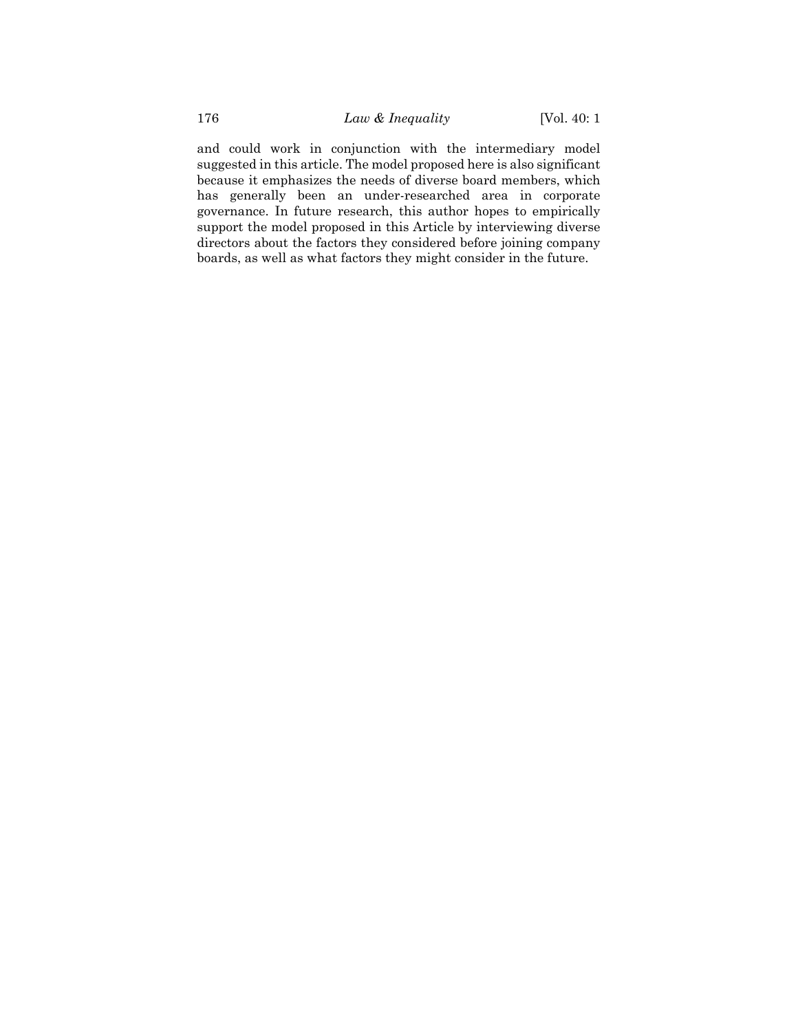and could work in conjunction with the intermediary model suggested in this article. The model proposed here is also significant because it emphasizes the needs of diverse board members, which has generally been an under-researched area in corporate governance. In future research, this author hopes to empirically support the model proposed in this Article by interviewing diverse directors about the factors they considered before joining company boards, as well as what factors they might consider in the future.